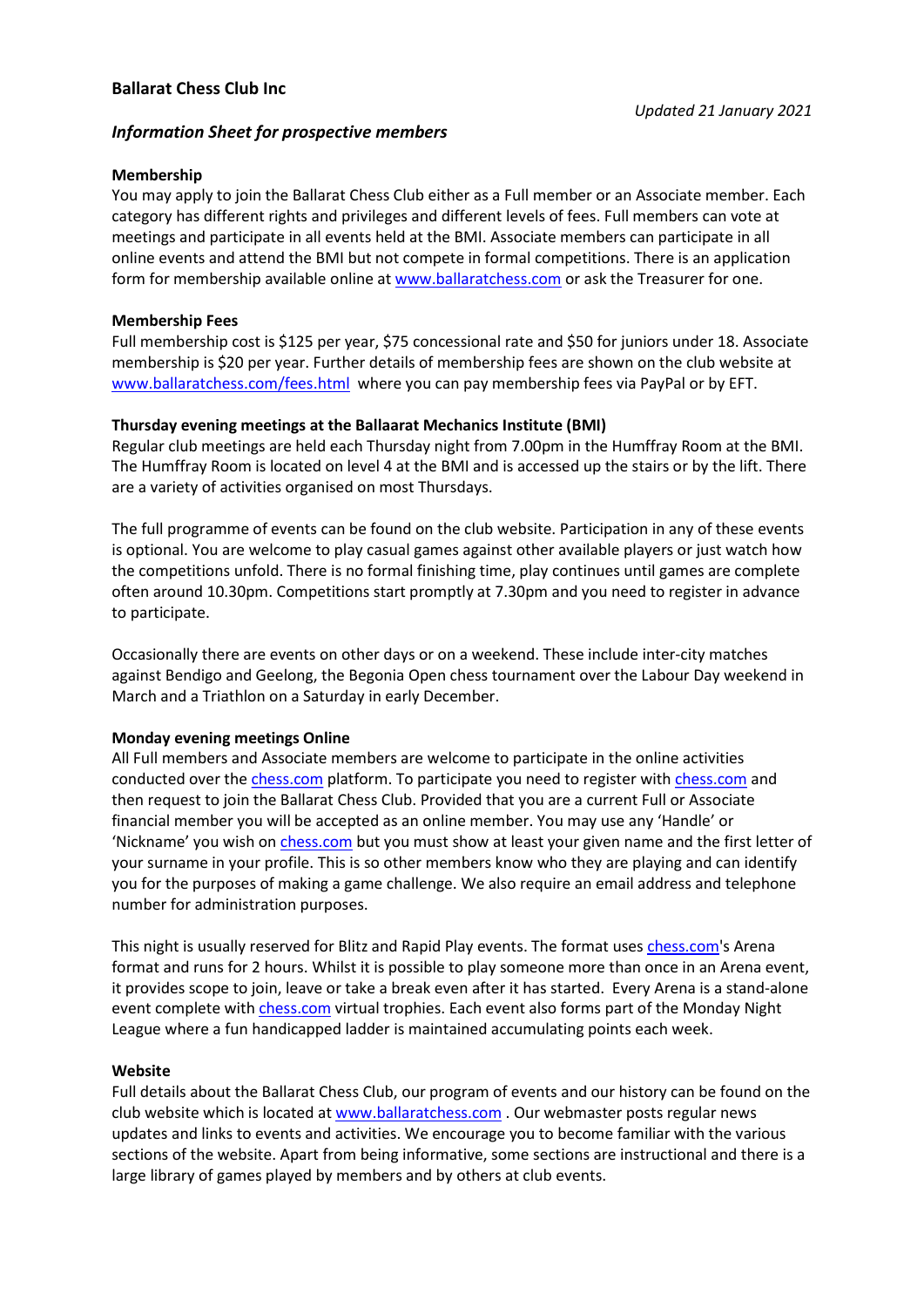# Ballarat Chess Club Inc

*Updated 21 January 2021*

## *Information Sheet for prospective members*

### Membership

You may apply to join the Ballarat Chess Club either as a Full member or an Associate member. Each category has different rights and privileges and different levels of fees. Full members can vote at meetings and participate in all events held at the BMI. Associate members can participate in all online events and attend the BMI but not compete in formal competitions. There is an application form for membership available online at www.ballaratchess.com or ask the Treasurer for one.

### Membership Fees

Full membership cost is $125 per year, $75 concessional rate and $50 for juniors under 18. Associate membership is $20 per year. Further details of membership fees are shown on the club website at www.ballaratchess.com/fees.html where you can pay membership fees via PayPal or by EFT.

### Thursday evening meetings at the Ballaarat Mechanics Institute (BMI)

Regular club meetings are held each Thursday night from 7.00pm in the Humffray Room at the BMI. The Humffray Room is located on level 4 at the BMI and is accessed up the stairs or by the lift. There are a variety of activities organised on most Thursdays.

The full programme of events can be found on the club website. Participation in any of these events is optional. You are welcome to play casual games against other available players or just watch how the competitions unfold. There is no formal finishing time, play continues until games are complete often around 10.30pm. Competitions start promptly at 7.30pm and you need to register in advance to participate.

Occasionally there are events on other days or on a weekend. These include inter-city matches against Bendigo and Geelong, the Begonia Open chess tournament over the Labour Day weekend in March and a Triathlon on a Saturday in early December.

### Monday evening meetings Online

All Full members and Associate members are welcome to participate in the online activities conducted over the chess.com platform. To participate you need to register with chess.com and then request to join the Ballarat Chess Club. Provided that you are a current Full or Associate financial member you will be accepted as an online member. You may use any 'Handle' or 'Nickname' you wish on chess.com but you must show at least your given name and the first letter of your surname in your profile. This is so other members know who they are playing and can identify you for the purposes of making a game challenge. We also require an email address and telephone number for administration purposes.

This night is usually reserved for Blitz and Rapid Play events. The format uses chess.com's Arena format and runs for 2 hours. Whilst it is possible to play someone more than once in an Arena event, it provides scope to join, leave or take a break even after it has started. Every Arena is a stand-alone event complete with chess.com virtual trophies. Each event also forms part of the Monday Night League where a fun handicapped ladder is maintained accumulating points each week.

### Website

Full details about the Ballarat Chess Club, our program of events and our history can be found on the club website which is located at www.ballaratchess.com . Our webmaster posts regular news updates and links to events and activities. We encourage you to become familiar with the various sections of the website. Apart from being informative, some sections are instructional and there is a large library of games played by members and by others at club events.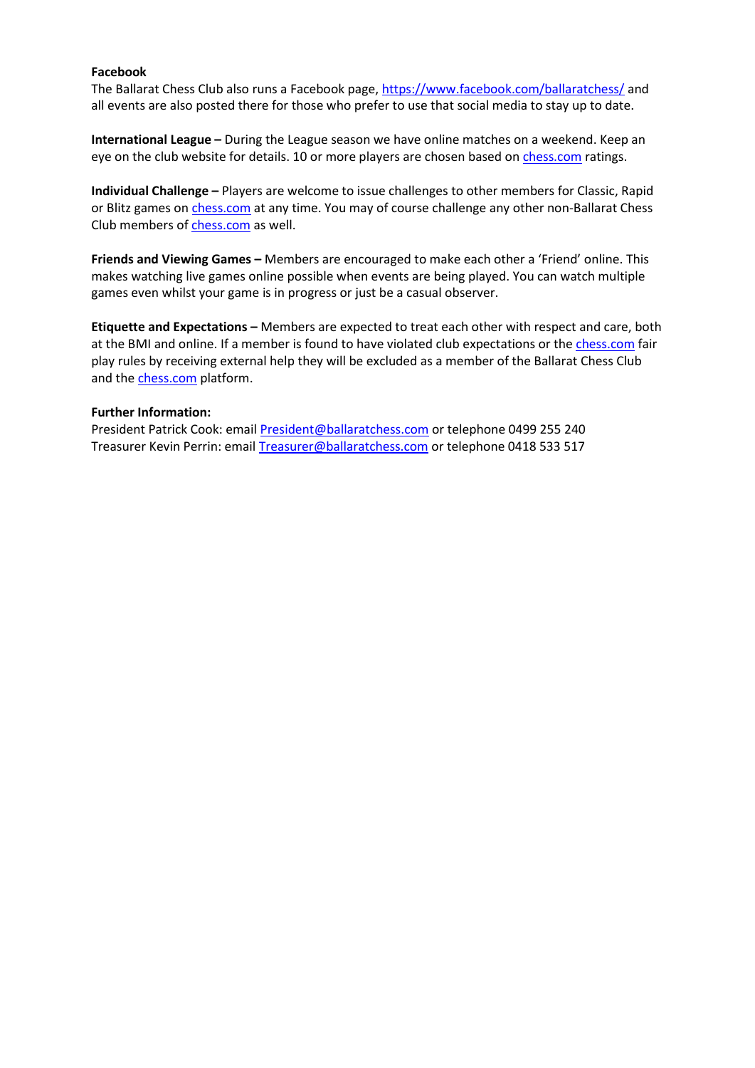**Facebook**
The Ballarat Chess Club also runs a Facebook page, https://www.facebook.com/ballaratchess/ and all events are also posted there for those who prefer to use that social media to stay up to date.

**International League –** During the League season we have online matches on a weekend. Keep an eye on the club website for details. 10 or more players are chosen based on chess.com ratings.

**Individual Challenge –** Players are welcome to issue challenges to other members for Classic, Rapid or Blitz games on chess.com at any time. You may of course challenge any other non-Ballarat Chess Club members of chess.com as well.

**Friends and Viewing Games –** Members are encouraged to make each other a 'Friend' online. This makes watching live games online possible when events are being played. You can watch multiple games even whilst your game is in progress or just be a casual observer.

**Etiquette and Expectations –** Members are expected to treat each other with respect and care, both at the BMI and online. If a member is found to have violated club expectations or the chess.com fair play rules by receiving external help they will be excluded as a member of the Ballarat Chess Club and the chess.com platform.

**Further Information:**
President Patrick Cook: email President@ballaratchess.com or telephone 0499 255 240
Treasurer Kevin Perrin: email Treasurer@ballaratchess.com or telephone 0418 533 517